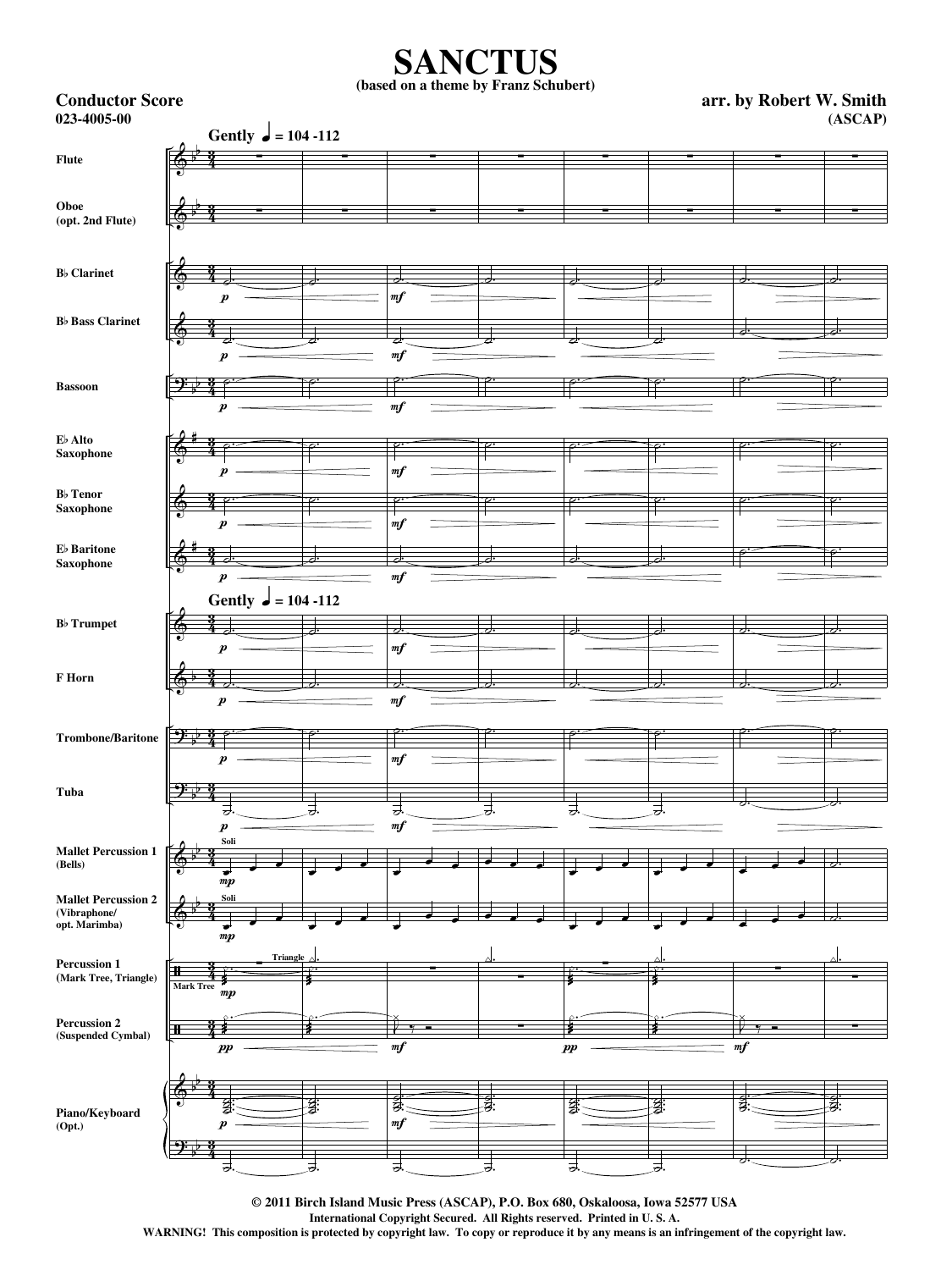# SANCTUS

(based on a theme by Franz Schubert)

**Conductor Score**
**023-4005-00**

**arr. by Robert W. Smith**
**(ASCAP)**

**Gently ♩ = 104 -112**

- Flute
- Oboe (opt. 2nd Flute)
- B♭ Clarinet
- B♭ Bass Clarinet
- Bassoon
- E♭ Alto Saxophone
- B♭ Tenor Saxophone
- E♭ Baritone Saxophone
- B♭ Trumpet
- F Horn
- Trombone/Baritone
- Tuba
- Mallet Percussion 1 (Bells)
- Mallet Percussion 2 (Vibraphone/ opt. Marimba)
- Percussion 1 (Mark Tree, Triangle)
- Percussion 2 (Suspended Cymbal)
- Piano/Keyboard (Opt.)

**© 2011 Birch Island Music Press (ASCAP), P.O. Box 680, Oskaloosa, Iowa 52577 USA**
**International Copyright Secured. All Rights reserved. Printed in U. S. A.**
**WARNING! This composition is protected by copyright law. To copy or reproduce it by any means is an infringement of the copyright law.**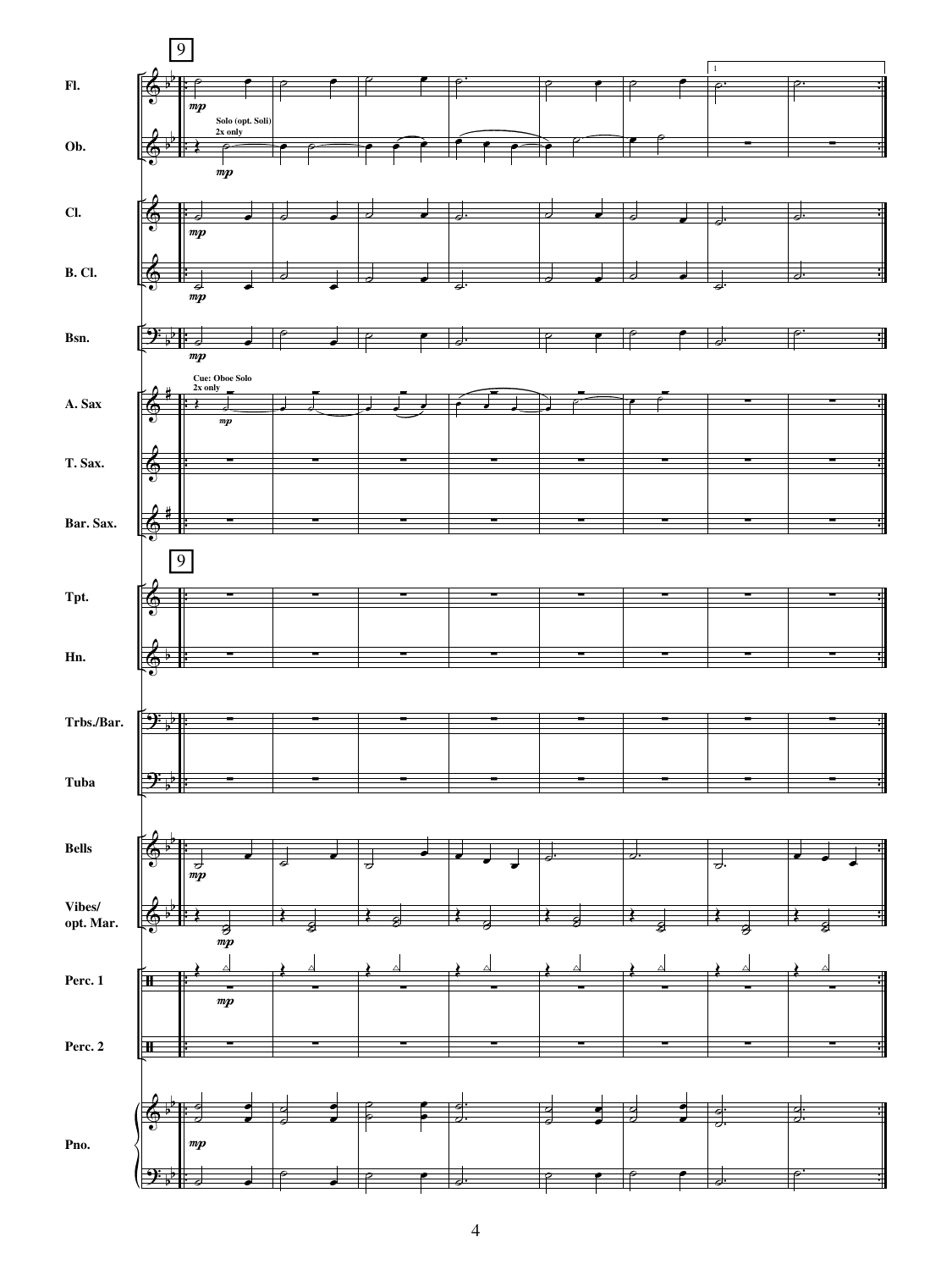9

Fl.

Ob.

Solo (opt. Soli)
2x only

Cl.

B. Cl.

Bsn.

A. Sax

Cue: Oboe Solo
2x only

T. Sax.

Bar. Sax.

9

Tpt.

Hn.

Trbs./Bar.

Tuba

Bells

Vibes/
opt. Mar.

Perc. 1

Perc. 2

Pno.

*mp*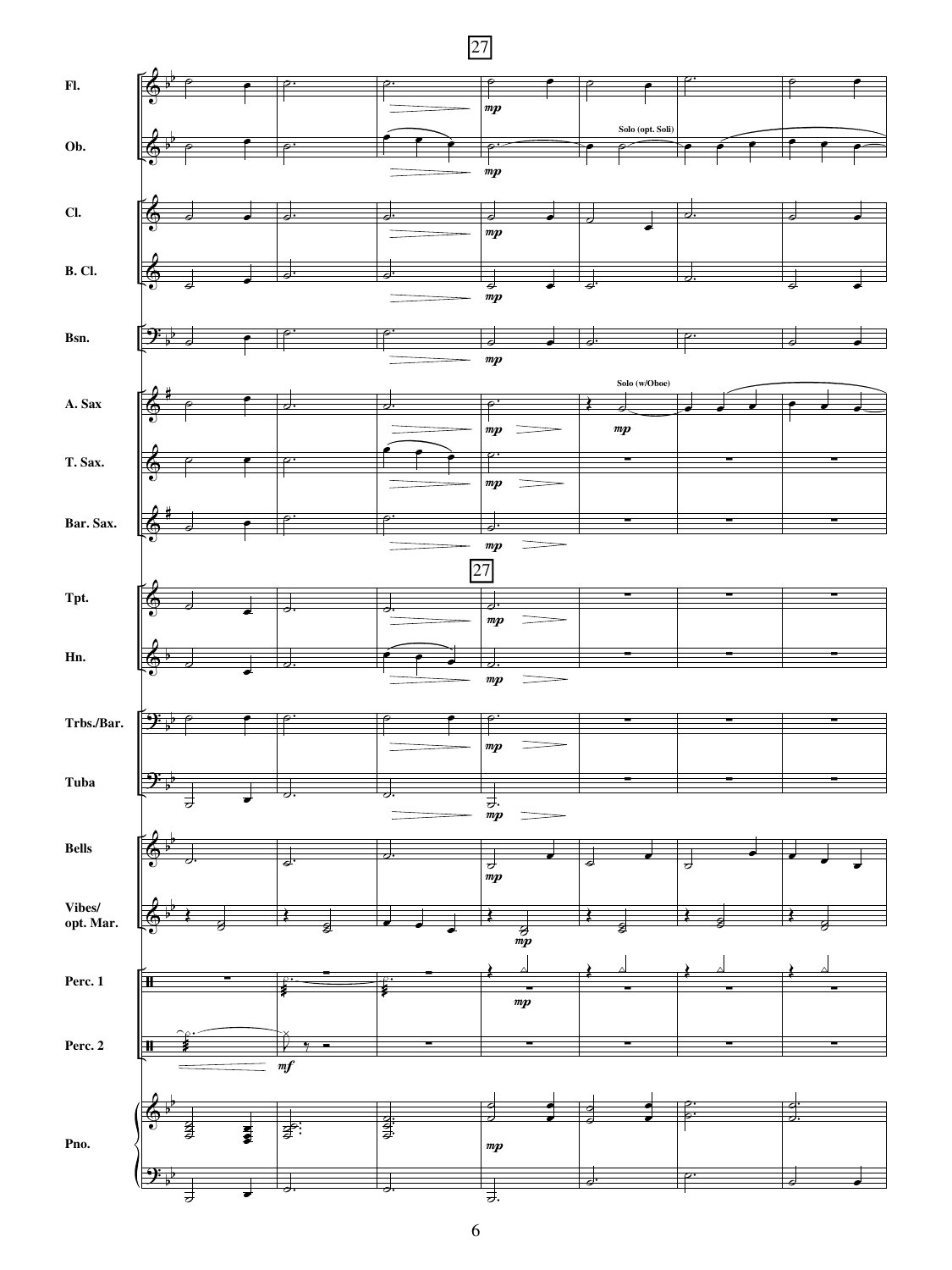27

Fl.

Ob. — Solo (opt. Soli)

Cl.

B. Cl.

Bsn.

A. Sax — Solo (w/Oboe)

T. Sax.

Bar. Sax.

27

Tpt.

Hn.

Trbs./Bar.

Tuba

Bells

Vibes/
opt. Mar.

Perc. 1

Perc. 2

Pno.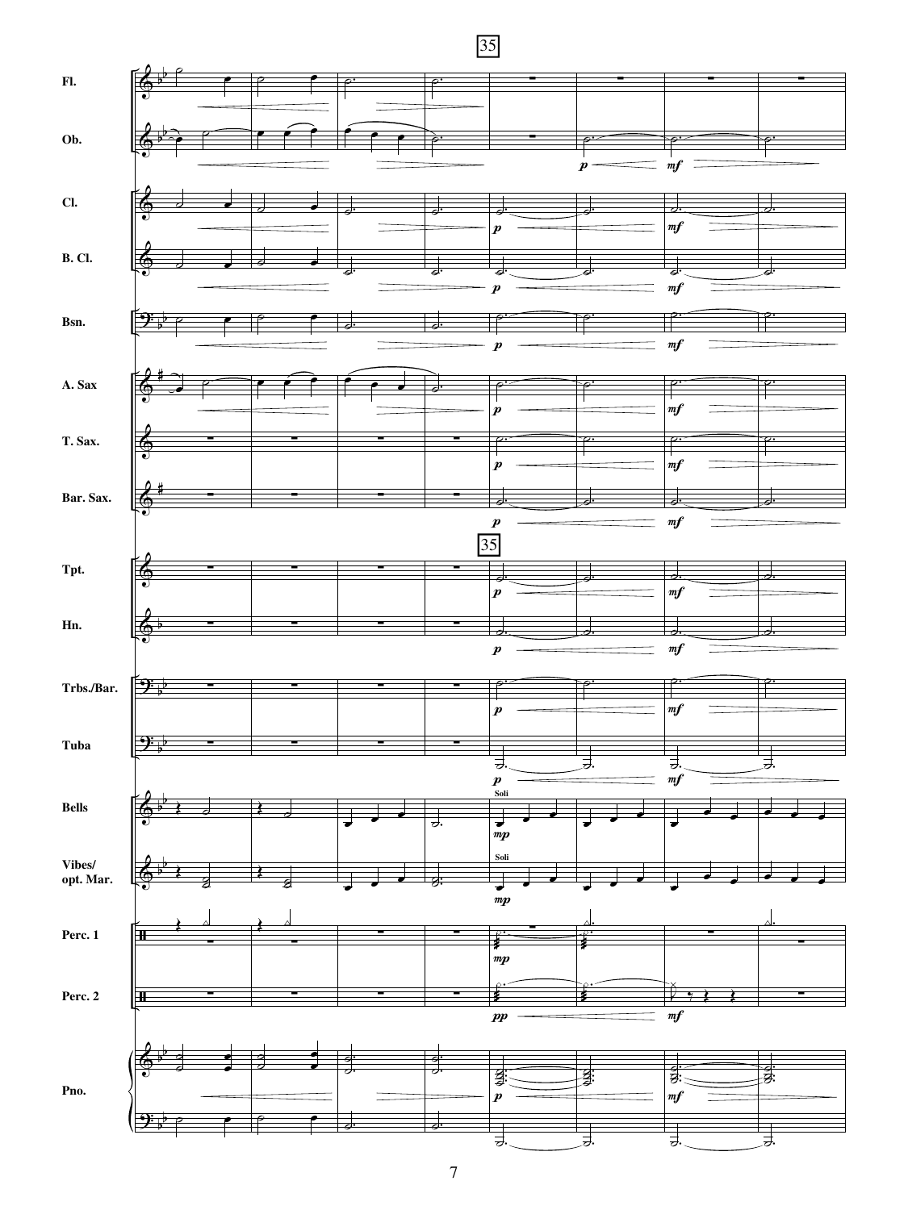35

Fl.

Ob.

Cl.

B. Cl.

Bsn.

A. Sax

T. Sax.

Bar. Sax.

Tpt.

Hn.

Trbs./Bar.

Tuba

Bells

Vibes/
opt. Mar.

Perc. 1

Perc. 2

Pno.

*p* *mf* *mp* *pp*

Soli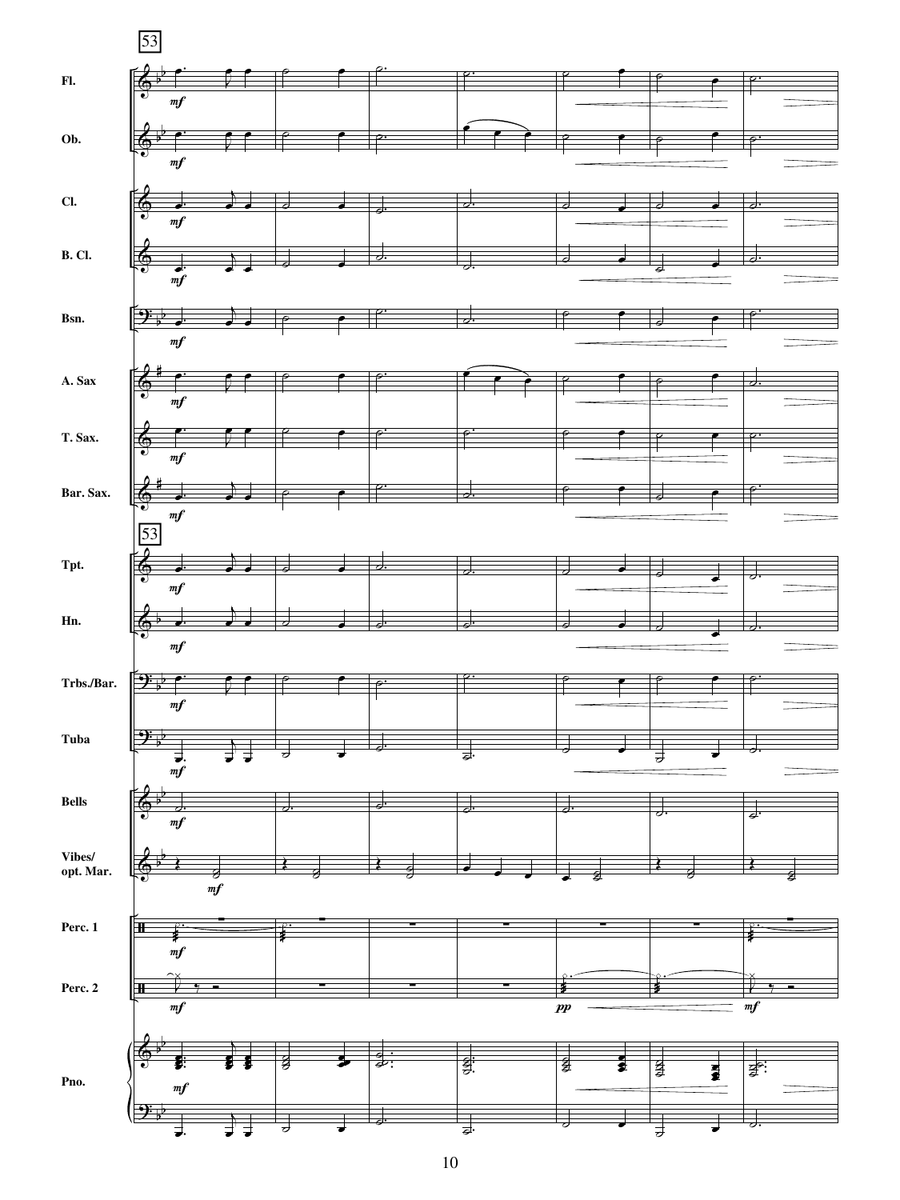53

Fl.

Ob.

Cl.

B. Cl.

Bsn.

A. Sax

T. Sax.

Bar. Sax.

53

Tpt.

Hn.

Trbs./Bar.

Tuba

Bells

Vibes/ opt. Mar.

Perc. 1

Perc. 2

Pno.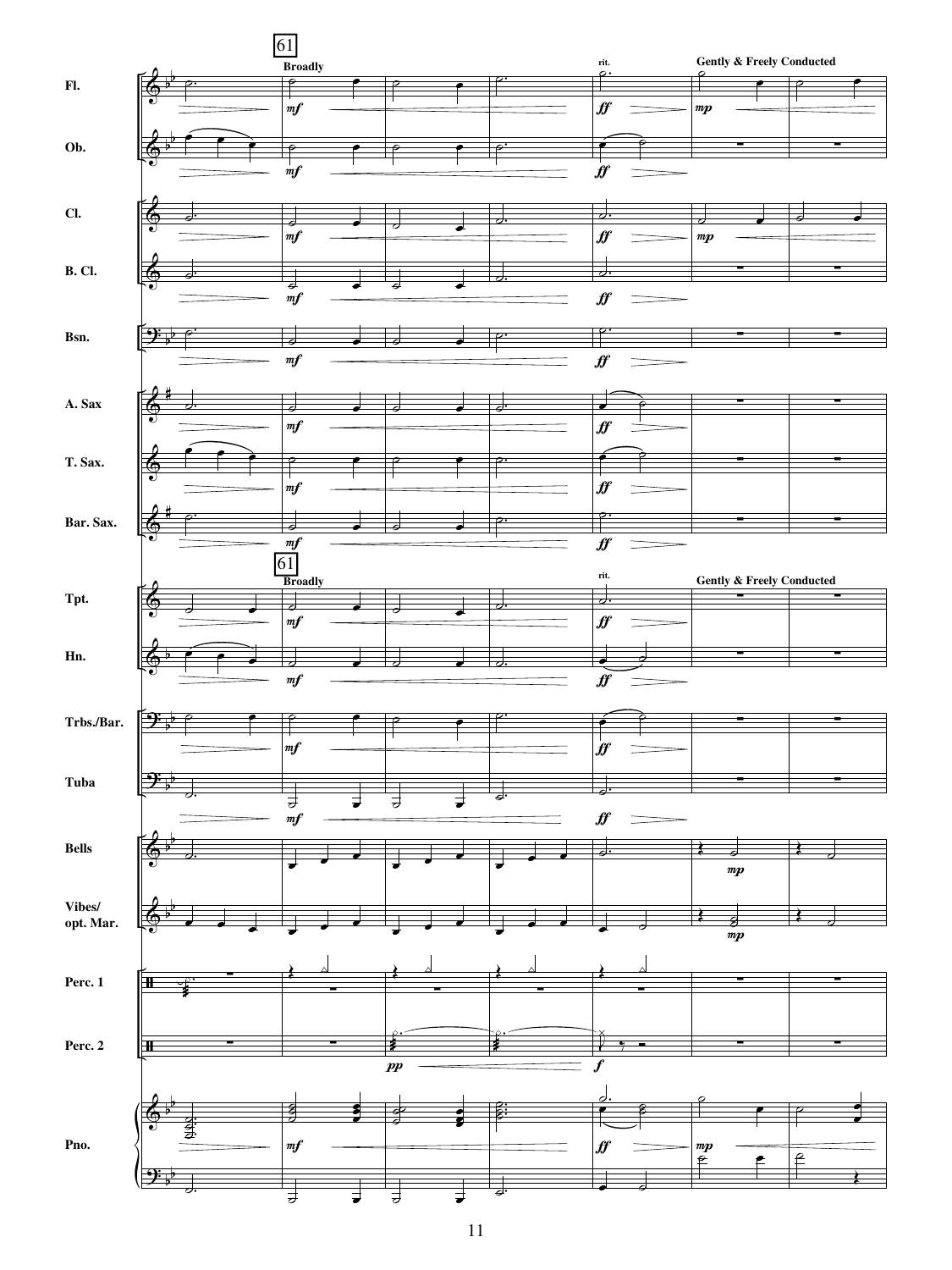**61**

Broadly — rit. — Gently & Freely Conducted

Fl.

Ob.

Cl.

B. Cl.

Bsn.

A. Sax

T. Sax.

Bar. Sax.

**61**

Broadly — rit. — Gently & Freely Conducted

Tpt.

Hn.

Trbs./Bar.

Tuba

Bells

Vibes/ opt. Mar.

Perc. 1

Perc. 2

Pno.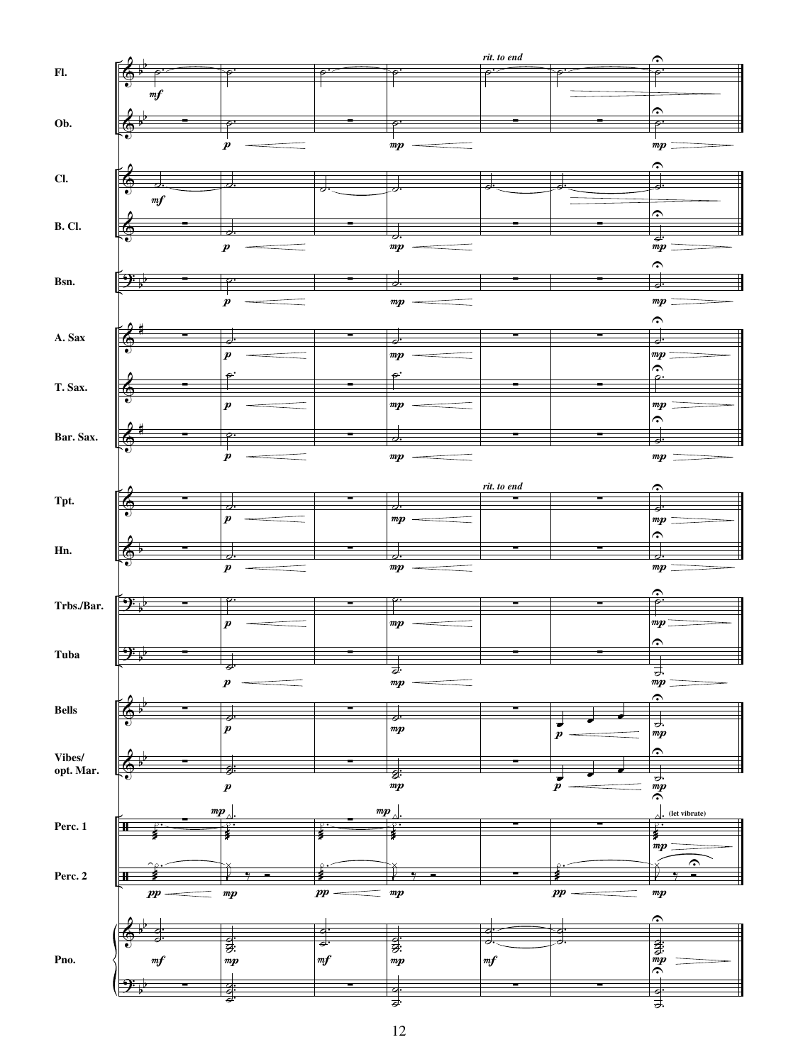rit. to end

Fl.

Ob.

Cl.

B. Cl.

Bsn.

A. Sax

T. Sax.

Bar. Sax.

Tpt.

Hn.

Trbs./Bar.

Tuba

Bells

Vibes/
opt. Mar.

Perc. 1

(let vibrate)

Perc. 2

Pno.